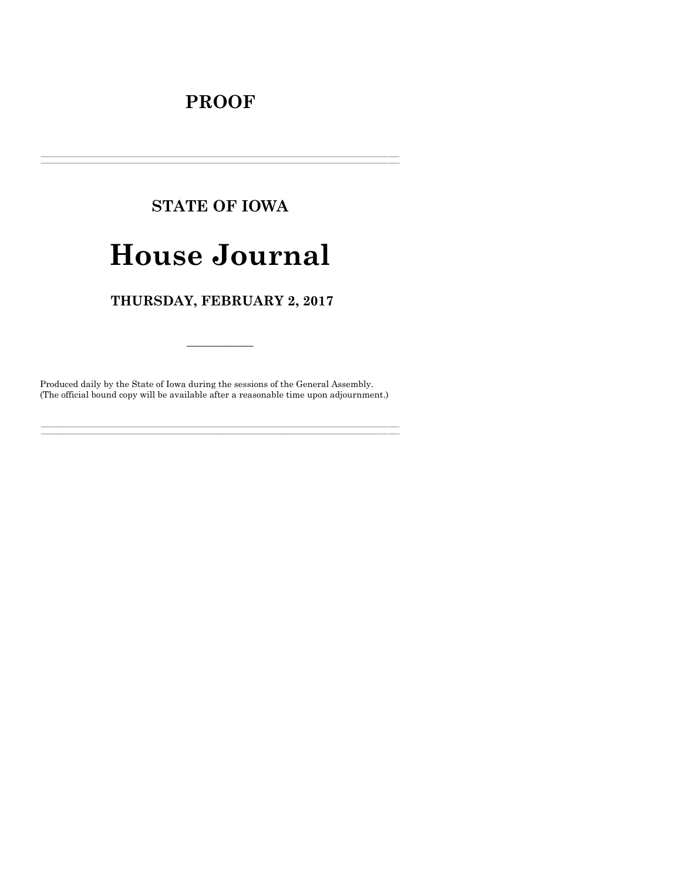# PROOF

---

## STATE OF IOWA

# House Journal

## THURSDAY, FEBRUARY 2, 2017

---

Produced daily by the State of Iowa during the sessions of the General Assembly.
(The official bound copy will be available after a reasonable time upon adjournment.)

---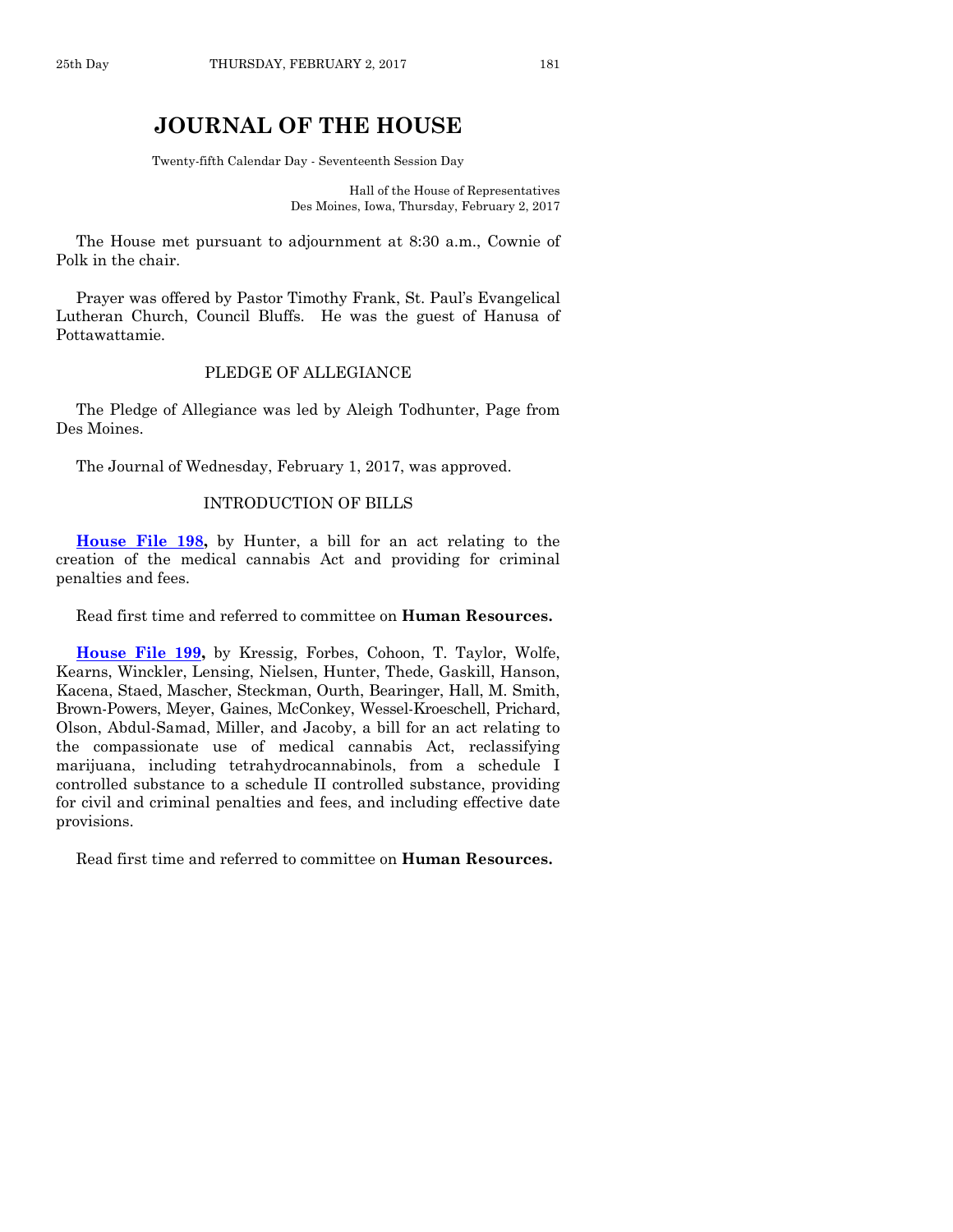# JOURNAL OF THE HOUSE

Twenty-fifth Calendar Day - Seventeenth Session Day

Hall of the House of Representatives
Des Moines, Iowa, Thursday, February 2, 2017

The House met pursuant to adjournment at 8:30 a.m., Cownie of Polk in the chair.

Prayer was offered by Pastor Timothy Frank, St. Paul's Evangelical Lutheran Church, Council Bluffs. He was the guest of Hanusa of Pottawattamie.

## PLEDGE OF ALLEGIANCE

The Pledge of Allegiance was led by Aleigh Todhunter, Page from Des Moines.

The Journal of Wednesday, February 1, 2017, was approved.

## INTRODUCTION OF BILLS

**House File 198,** by Hunter, a bill for an act relating to the creation of the medical cannabis Act and providing for criminal penalties and fees.

Read first time and referred to committee on **Human Resources.**

**House File 199,** by Kressig, Forbes, Cohoon, T. Taylor, Wolfe, Kearns, Winckler, Lensing, Nielsen, Hunter, Thede, Gaskill, Hanson, Kacena, Staed, Mascher, Steckman, Ourth, Bearinger, Hall, M. Smith, Brown-Powers, Meyer, Gaines, McConkey, Wessel-Kroeschell, Prichard, Olson, Abdul-Samad, Miller, and Jacoby, a bill for an act relating to the compassionate use of medical cannabis Act, reclassifying marijuana, including tetrahydrocannabinols, from a schedule I controlled substance to a schedule II controlled substance, providing for civil and criminal penalties and fees, and including effective date provisions.

Read first time and referred to committee on **Human Resources.**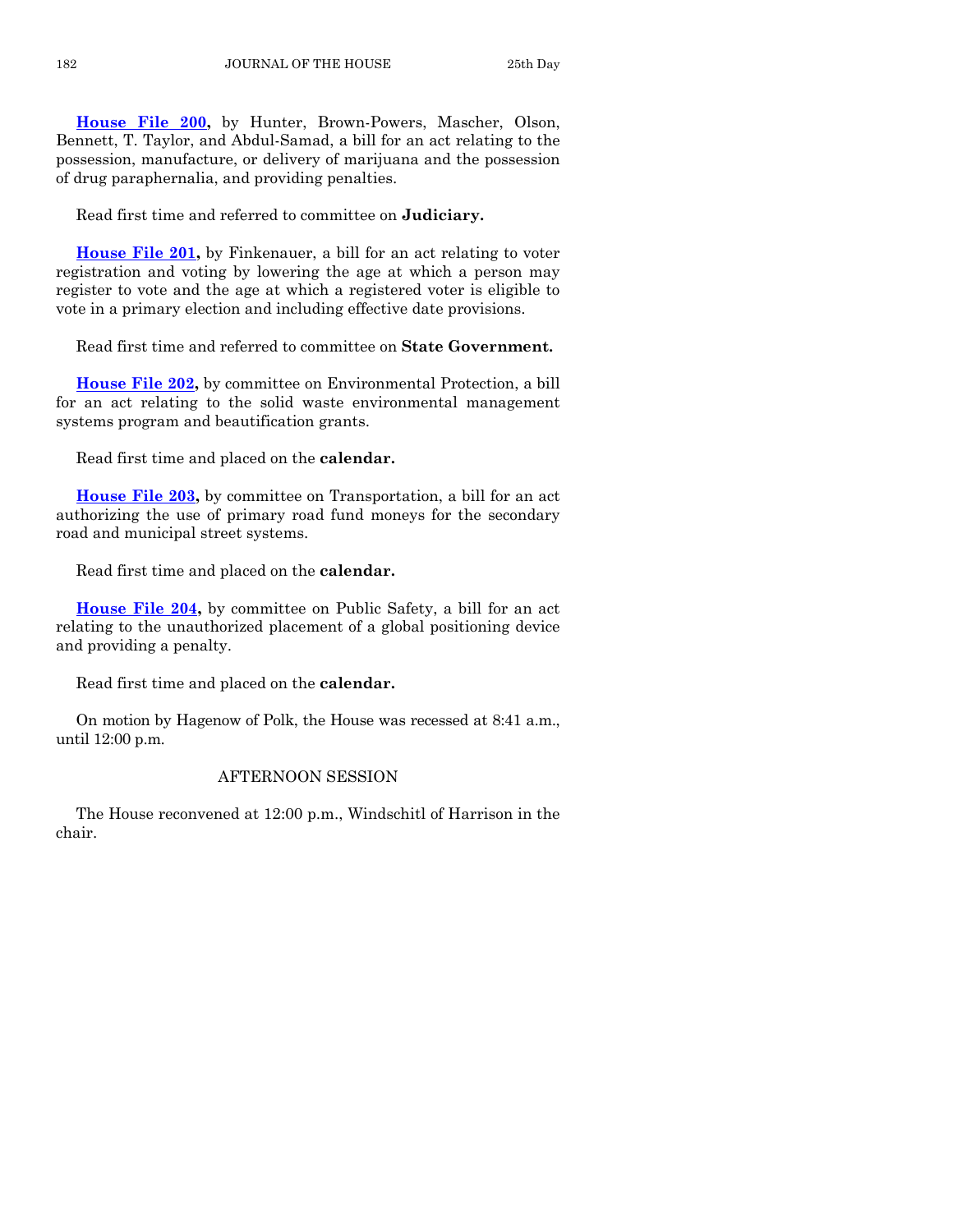**House File 200,** by Hunter, Brown-Powers, Mascher, Olson, Bennett, T. Taylor, and Abdul-Samad, a bill for an act relating to the possession, manufacture, or delivery of marijuana and the possession of drug paraphernalia, and providing penalties.

Read first time and referred to committee on **Judiciary.**

**House File 201,** by Finkenauer, a bill for an act relating to voter registration and voting by lowering the age at which a person may register to vote and the age at which a registered voter is eligible to vote in a primary election and including effective date provisions.

Read first time and referred to committee on **State Government.**

**House File 202,** by committee on Environmental Protection, a bill for an act relating to the solid waste environmental management systems program and beautification grants.

Read first time and placed on the **calendar.**

**House File 203,** by committee on Transportation, a bill for an act authorizing the use of primary road fund moneys for the secondary road and municipal street systems.

Read first time and placed on the **calendar.**

**House File 204,** by committee on Public Safety, a bill for an act relating to the unauthorized placement of a global positioning device and providing a penalty.

Read first time and placed on the **calendar.**

On motion by Hagenow of Polk, the House was recessed at 8:41 a.m., until 12:00 p.m.

## AFTERNOON SESSION

The House reconvened at 12:00 p.m., Windschitl of Harrison in the chair.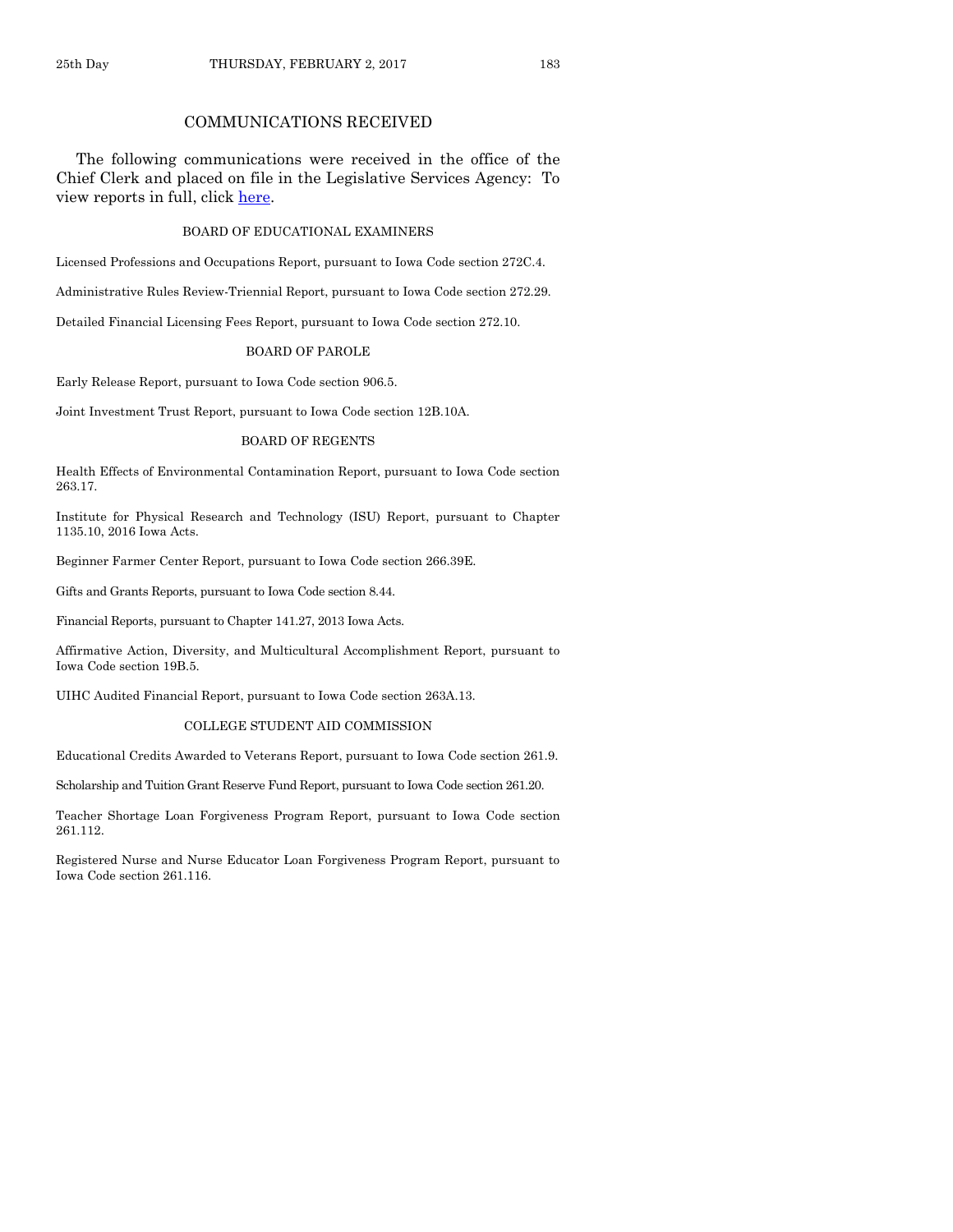## COMMUNICATIONS RECEIVED

The following communications were received in the office of the Chief Clerk and placed on file in the Legislative Services Agency: To view reports in full, click here.

### BOARD OF EDUCATIONAL EXAMINERS

Licensed Professions and Occupations Report, pursuant to Iowa Code section 272C.4.

Administrative Rules Review-Triennial Report, pursuant to Iowa Code section 272.29.

Detailed Financial Licensing Fees Report, pursuant to Iowa Code section 272.10.

### BOARD OF PAROLE

Early Release Report, pursuant to Iowa Code section 906.5.

Joint Investment Trust Report, pursuant to Iowa Code section 12B.10A.

### BOARD OF REGENTS

Health Effects of Environmental Contamination Report, pursuant to Iowa Code section 263.17.

Institute for Physical Research and Technology (ISU) Report, pursuant to Chapter 1135.10, 2016 Iowa Acts.

Beginner Farmer Center Report, pursuant to Iowa Code section 266.39E.

Gifts and Grants Reports, pursuant to Iowa Code section 8.44.

Financial Reports, pursuant to Chapter 141.27, 2013 Iowa Acts.

Affirmative Action, Diversity, and Multicultural Accomplishment Report, pursuant to Iowa Code section 19B.5.

UIHC Audited Financial Report, pursuant to Iowa Code section 263A.13.

### COLLEGE STUDENT AID COMMISSION

Educational Credits Awarded to Veterans Report, pursuant to Iowa Code section 261.9.

Scholarship and Tuition Grant Reserve Fund Report, pursuant to Iowa Code section 261.20.

Teacher Shortage Loan Forgiveness Program Report, pursuant to Iowa Code section 261.112.

Registered Nurse and Nurse Educator Loan Forgiveness Program Report, pursuant to Iowa Code section 261.116.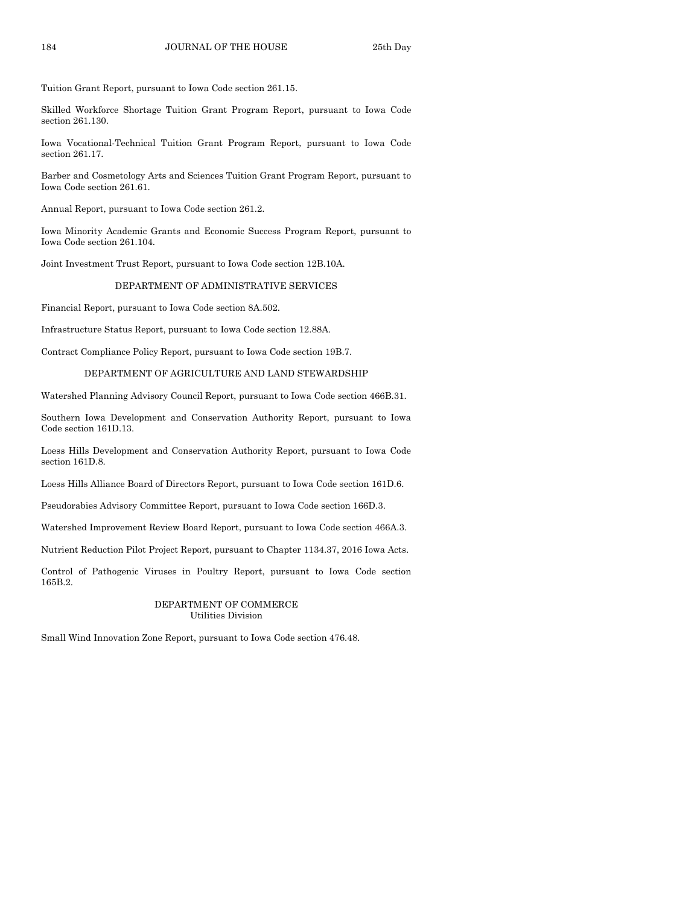Tuition Grant Report, pursuant to Iowa Code section 261.15.

Skilled Workforce Shortage Tuition Grant Program Report, pursuant to Iowa Code section 261.130.

Iowa Vocational-Technical Tuition Grant Program Report, pursuant to Iowa Code section 261.17.

Barber and Cosmetology Arts and Sciences Tuition Grant Program Report, pursuant to Iowa Code section 261.61.

Annual Report, pursuant to Iowa Code section 261.2.

Iowa Minority Academic Grants and Economic Success Program Report, pursuant to Iowa Code section 261.104.

Joint Investment Trust Report, pursuant to Iowa Code section 12B.10A.

## DEPARTMENT OF ADMINISTRATIVE SERVICES

Financial Report, pursuant to Iowa Code section 8A.502.

Infrastructure Status Report, pursuant to Iowa Code section 12.88A.

Contract Compliance Policy Report, pursuant to Iowa Code section 19B.7.

## DEPARTMENT OF AGRICULTURE AND LAND STEWARDSHIP

Watershed Planning Advisory Council Report, pursuant to Iowa Code section 466B.31.

Southern Iowa Development and Conservation Authority Report, pursuant to Iowa Code section 161D.13.

Loess Hills Development and Conservation Authority Report, pursuant to Iowa Code section 161D.8.

Loess Hills Alliance Board of Directors Report, pursuant to Iowa Code section 161D.6.

Pseudorabies Advisory Committee Report, pursuant to Iowa Code section 166D.3.

Watershed Improvement Review Board Report, pursuant to Iowa Code section 466A.3.

Nutrient Reduction Pilot Project Report, pursuant to Chapter 1134.37, 2016 Iowa Acts.

Control of Pathogenic Viruses in Poultry Report, pursuant to Iowa Code section 165B.2.

## DEPARTMENT OF COMMERCE
### Utilities Division

Small Wind Innovation Zone Report, pursuant to Iowa Code section 476.48.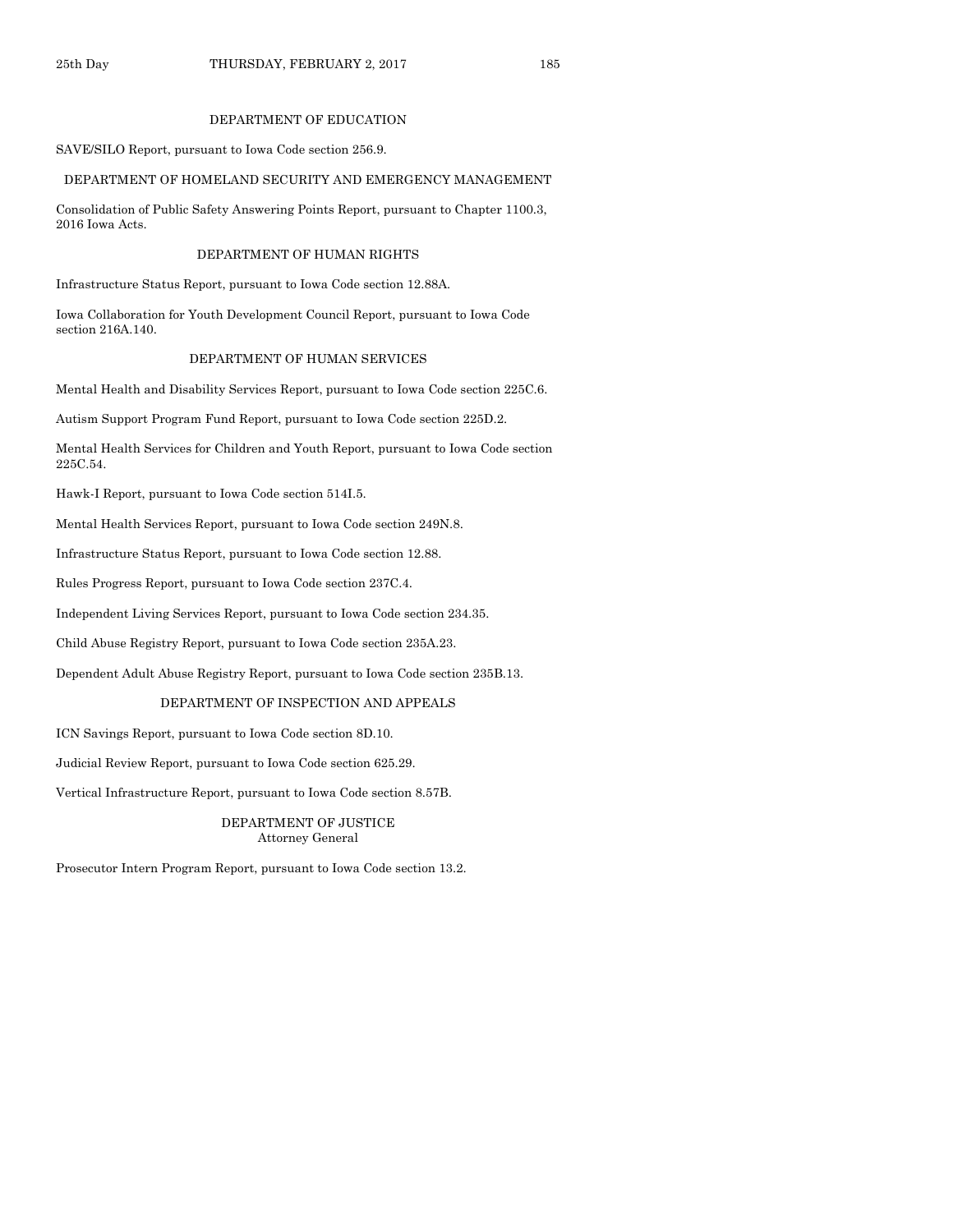## DEPARTMENT OF EDUCATION

SAVE/SILO Report, pursuant to Iowa Code section 256.9.

## DEPARTMENT OF HOMELAND SECURITY AND EMERGENCY MANAGEMENT

Consolidation of Public Safety Answering Points Report, pursuant to Chapter 1100.3, 2016 Iowa Acts.

## DEPARTMENT OF HUMAN RIGHTS

Infrastructure Status Report, pursuant to Iowa Code section 12.88A.

Iowa Collaboration for Youth Development Council Report, pursuant to Iowa Code section 216A.140.

## DEPARTMENT OF HUMAN SERVICES

Mental Health and Disability Services Report, pursuant to Iowa Code section 225C.6.

Autism Support Program Fund Report, pursuant to Iowa Code section 225D.2.

Mental Health Services for Children and Youth Report, pursuant to Iowa Code section 225C.54.

Hawk-I Report, pursuant to Iowa Code section 514I.5.

Mental Health Services Report, pursuant to Iowa Code section 249N.8.

Infrastructure Status Report, pursuant to Iowa Code section 12.88.

Rules Progress Report, pursuant to Iowa Code section 237C.4.

Independent Living Services Report, pursuant to Iowa Code section 234.35.

Child Abuse Registry Report, pursuant to Iowa Code section 235A.23.

Dependent Adult Abuse Registry Report, pursuant to Iowa Code section 235B.13.

## DEPARTMENT OF INSPECTION AND APPEALS

ICN Savings Report, pursuant to Iowa Code section 8D.10.

Judicial Review Report, pursuant to Iowa Code section 625.29.

Vertical Infrastructure Report, pursuant to Iowa Code section 8.57B.

## DEPARTMENT OF JUSTICE
Attorney General

Prosecutor Intern Program Report, pursuant to Iowa Code section 13.2.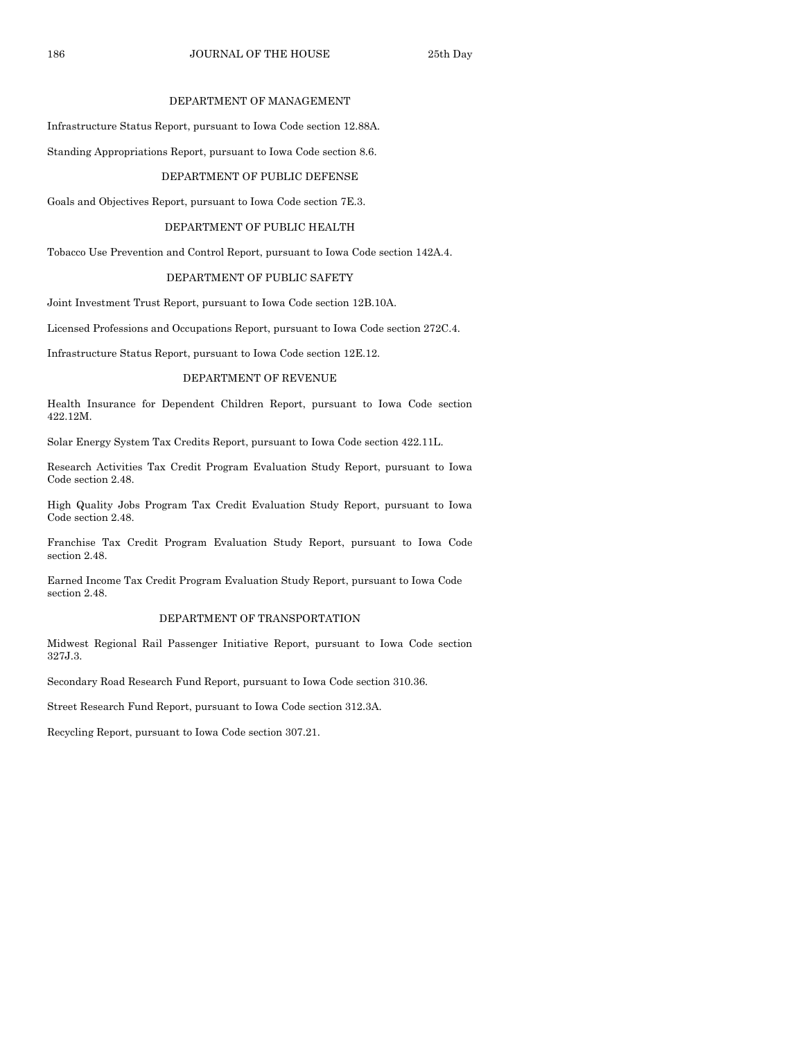### DEPARTMENT OF MANAGEMENT

Infrastructure Status Report, pursuant to Iowa Code section 12.88A.

Standing Appropriations Report, pursuant to Iowa Code section 8.6.

### DEPARTMENT OF PUBLIC DEFENSE

Goals and Objectives Report, pursuant to Iowa Code section 7E.3.

### DEPARTMENT OF PUBLIC HEALTH

Tobacco Use Prevention and Control Report, pursuant to Iowa Code section 142A.4.

### DEPARTMENT OF PUBLIC SAFETY

Joint Investment Trust Report, pursuant to Iowa Code section 12B.10A.

Licensed Professions and Occupations Report, pursuant to Iowa Code section 272C.4.

Infrastructure Status Report, pursuant to Iowa Code section 12E.12.

### DEPARTMENT OF REVENUE

Health Insurance for Dependent Children Report, pursuant to Iowa Code section 422.12M.

Solar Energy System Tax Credits Report, pursuant to Iowa Code section 422.11L.

Research Activities Tax Credit Program Evaluation Study Report, pursuant to Iowa Code section 2.48.

High Quality Jobs Program Tax Credit Evaluation Study Report, pursuant to Iowa Code section 2.48.

Franchise Tax Credit Program Evaluation Study Report, pursuant to Iowa Code section 2.48.

Earned Income Tax Credit Program Evaluation Study Report, pursuant to Iowa Code section 2.48.

### DEPARTMENT OF TRANSPORTATION

Midwest Regional Rail Passenger Initiative Report, pursuant to Iowa Code section 327J.3.

Secondary Road Research Fund Report, pursuant to Iowa Code section 310.36.

Street Research Fund Report, pursuant to Iowa Code section 312.3A.

Recycling Report, pursuant to Iowa Code section 307.21.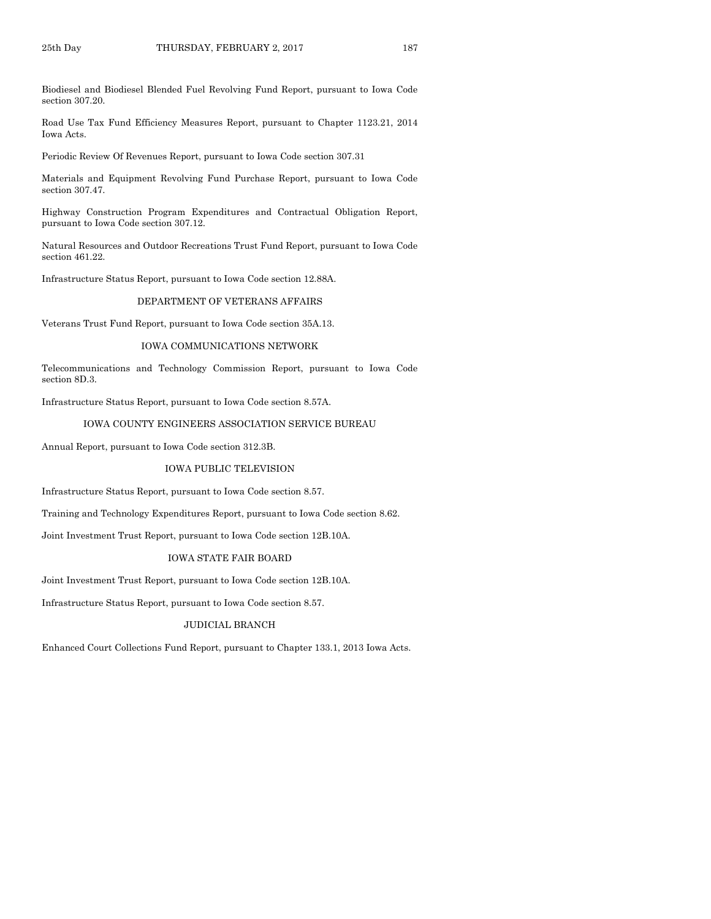Biodiesel and Biodiesel Blended Fuel Revolving Fund Report, pursuant to Iowa Code section 307.20.

Road Use Tax Fund Efficiency Measures Report, pursuant to Chapter 1123.21, 2014 Iowa Acts.

Periodic Review Of Revenues Report, pursuant to Iowa Code section 307.31

Materials and Equipment Revolving Fund Purchase Report, pursuant to Iowa Code section 307.47.

Highway Construction Program Expenditures and Contractual Obligation Report, pursuant to Iowa Code section 307.12.

Natural Resources and Outdoor Recreations Trust Fund Report, pursuant to Iowa Code section 461.22.

Infrastructure Status Report, pursuant to Iowa Code section 12.88A.

## DEPARTMENT OF VETERANS AFFAIRS

Veterans Trust Fund Report, pursuant to Iowa Code section 35A.13.

## IOWA COMMUNICATIONS NETWORK

Telecommunications and Technology Commission Report, pursuant to Iowa Code section 8D.3.

Infrastructure Status Report, pursuant to Iowa Code section 8.57A.

## IOWA COUNTY ENGINEERS ASSOCIATION SERVICE BUREAU

Annual Report, pursuant to Iowa Code section 312.3B.

## IOWA PUBLIC TELEVISION

Infrastructure Status Report, pursuant to Iowa Code section 8.57.

Training and Technology Expenditures Report, pursuant to Iowa Code section 8.62.

Joint Investment Trust Report, pursuant to Iowa Code section 12B.10A.

## IOWA STATE FAIR BOARD

Joint Investment Trust Report, pursuant to Iowa Code section 12B.10A.

Infrastructure Status Report, pursuant to Iowa Code section 8.57.

## JUDICIAL BRANCH

Enhanced Court Collections Fund Report, pursuant to Chapter 133.1, 2013 Iowa Acts.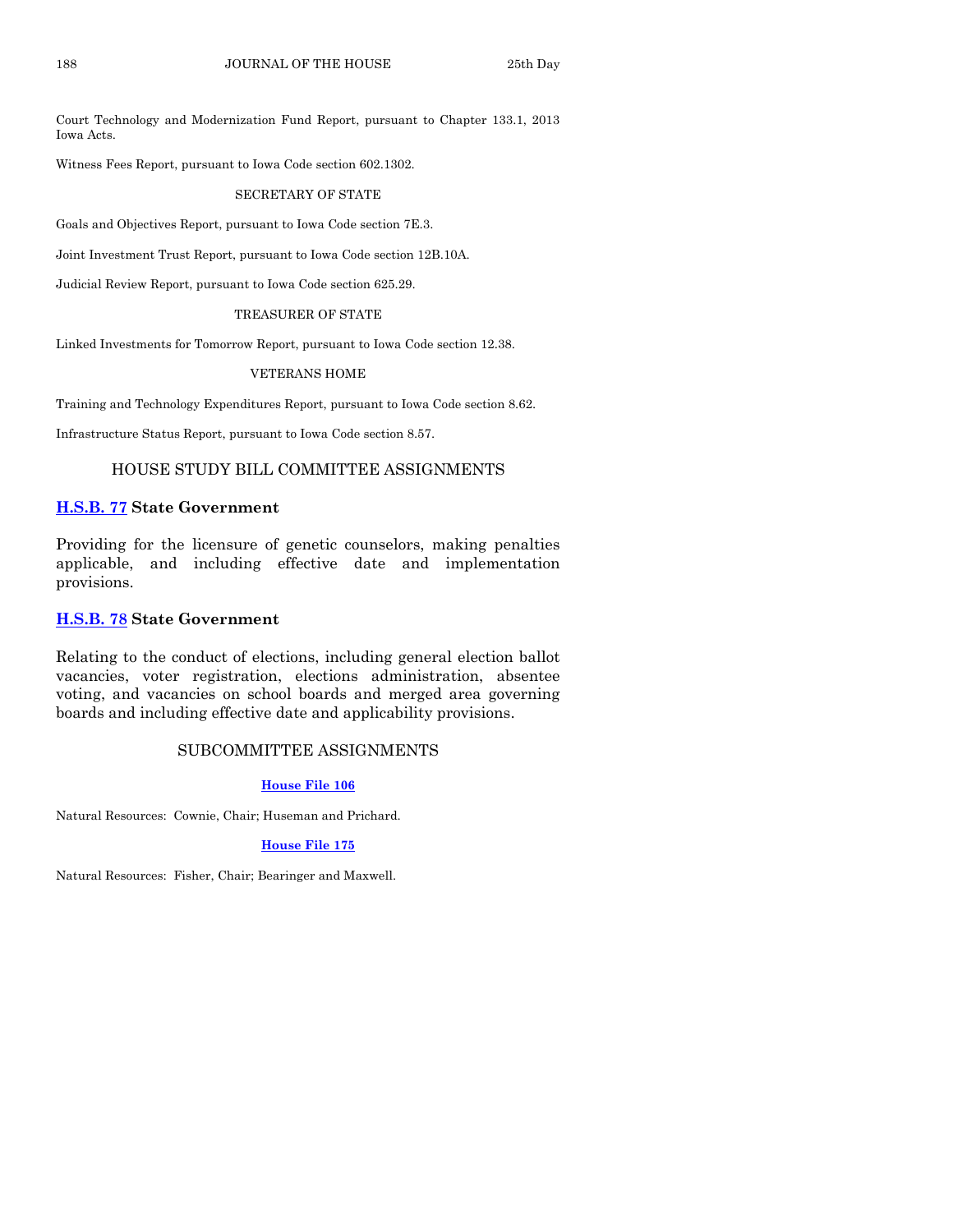Court Technology and Modernization Fund Report, pursuant to Chapter 133.1, 2013 Iowa Acts.

Witness Fees Report, pursuant to Iowa Code section 602.1302.

SECRETARY OF STATE

Goals and Objectives Report, pursuant to Iowa Code section 7E.3.

Joint Investment Trust Report, pursuant to Iowa Code section 12B.10A.

Judicial Review Report, pursuant to Iowa Code section 625.29.

TREASURER OF STATE

Linked Investments for Tomorrow Report, pursuant to Iowa Code section 12.38.

VETERANS HOME

Training and Technology Expenditures Report, pursuant to Iowa Code section 8.62.

Infrastructure Status Report, pursuant to Iowa Code section 8.57.

## HOUSE STUDY BILL COMMITTEE ASSIGNMENTS

**H.S.B. 77 State Government**

Providing for the licensure of genetic counselors, making penalties applicable, and including effective date and implementation provisions.

**H.S.B. 78 State Government**

Relating to the conduct of elections, including general election ballot vacancies, voter registration, elections administration, absentee voting, and vacancies on school boards and merged area governing boards and including effective date and applicability provisions.

## SUBCOMMITTEE ASSIGNMENTS

**House File 106**

Natural Resources: Cownie, Chair; Huseman and Prichard.

**House File 175**

Natural Resources: Fisher, Chair; Bearinger and Maxwell.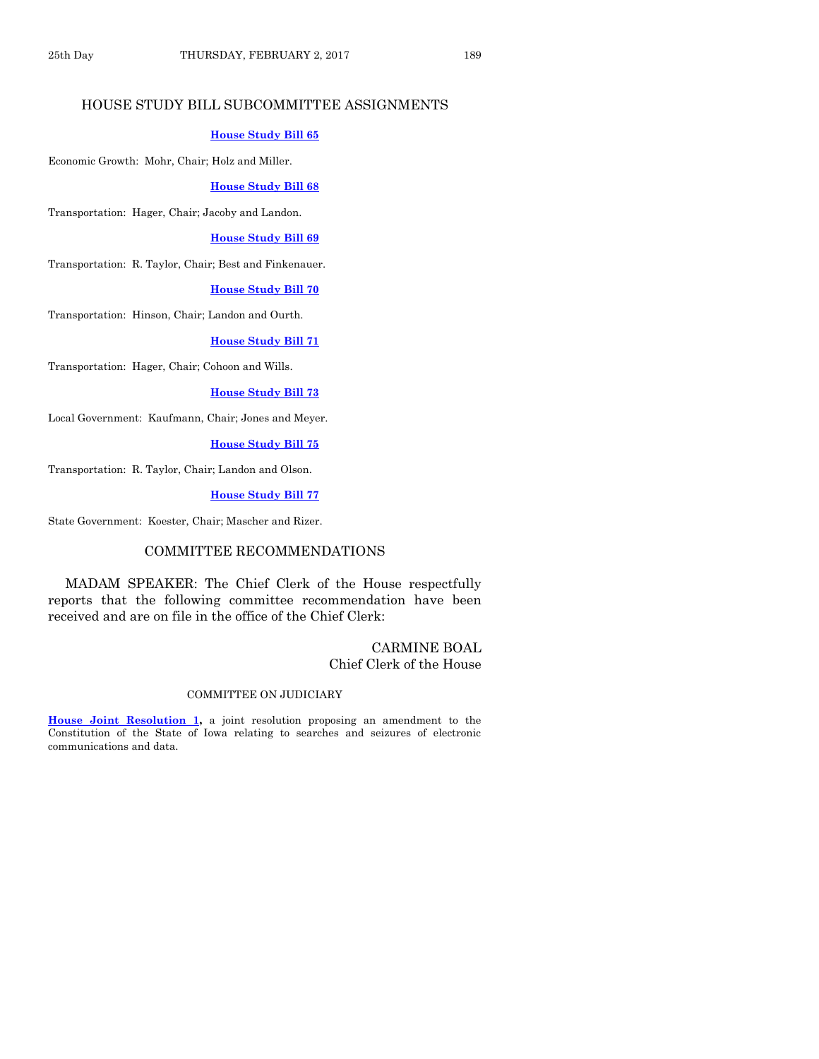## HOUSE STUDY BILL SUBCOMMITTEE ASSIGNMENTS

**House Study Bill 65**

Economic Growth: Mohr, Chair; Holz and Miller.

**House Study Bill 68**

Transportation: Hager, Chair; Jacoby and Landon.

**House Study Bill 69**

Transportation: R. Taylor, Chair; Best and Finkenauer.

**House Study Bill 70**

Transportation: Hinson, Chair; Landon and Ourth.

**House Study Bill 71**

Transportation: Hager, Chair; Cohoon and Wills.

**House Study Bill 73**

Local Government: Kaufmann, Chair; Jones and Meyer.

**House Study Bill 75**

Transportation: R. Taylor, Chair; Landon and Olson.

**House Study Bill 77**

State Government: Koester, Chair; Mascher and Rizer.

## COMMITTEE RECOMMENDATIONS

MADAM SPEAKER: The Chief Clerk of the House respectfully reports that the following committee recommendation have been received and are on file in the office of the Chief Clerk:

CARMINE BOAL
Chief Clerk of the House

### COMMITTEE ON JUDICIARY

**House Joint Resolution 1,** a joint resolution proposing an amendment to the Constitution of the State of Iowa relating to searches and seizures of electronic communications and data.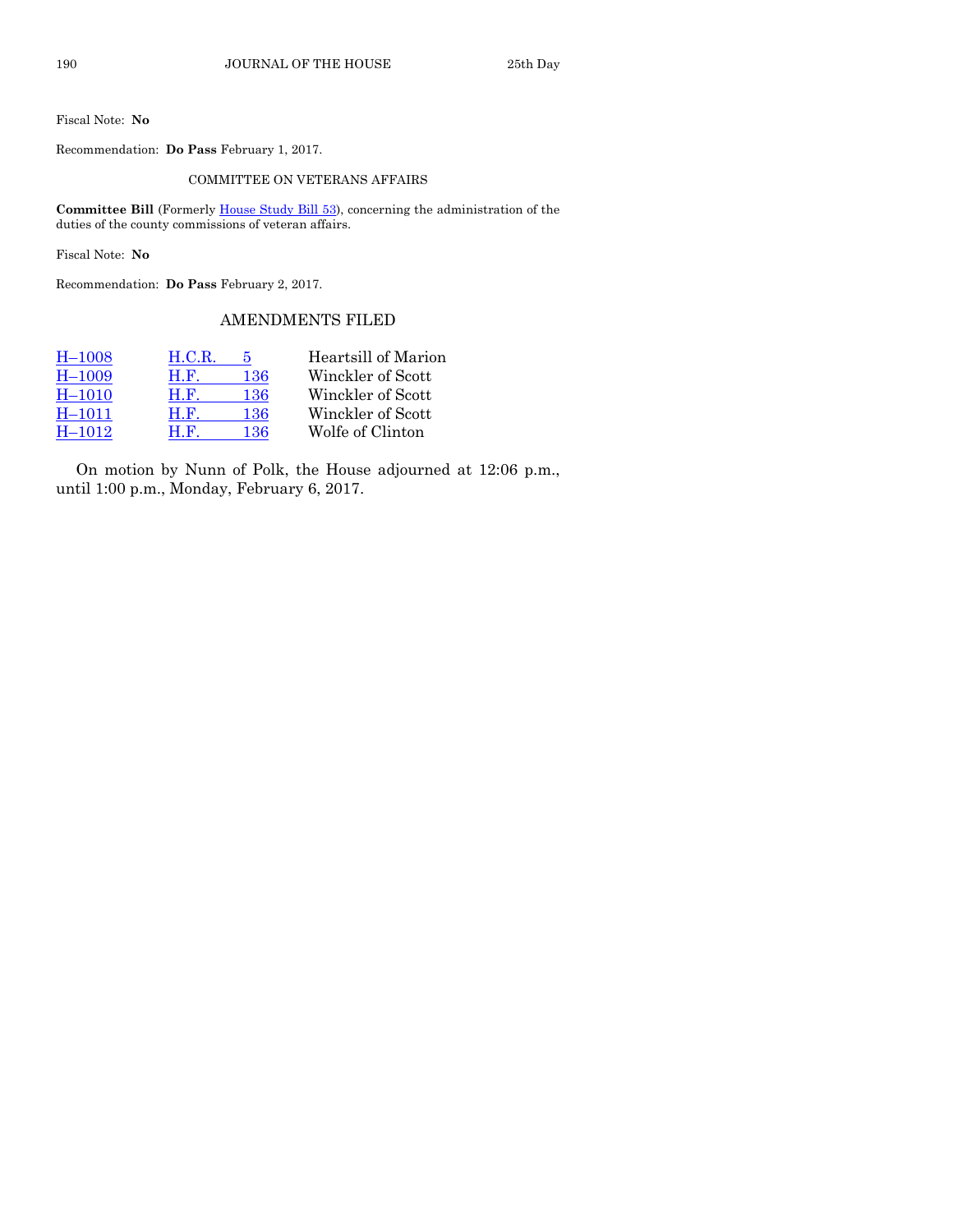Fiscal Note: **No**

Recommendation: **Do Pass** February 1, 2017.

COMMITTEE ON VETERANS AFFAIRS

**Committee Bill** (Formerly House Study Bill 53), concerning the administration of the duties of the county commissions of veteran affairs.

Fiscal Note: **No**

Recommendation: **Do Pass** February 2, 2017.

## AMENDMENTS FILED

| | | |
|---|---|---|
| H–1008 | H.C.R. 5 | Heartsill of Marion |
| H–1009 | H.F. 136 | Winckler of Scott |
| H–1010 | H.F. 136 | Winckler of Scott |
| H–1011 | H.F. 136 | Winckler of Scott |
| H–1012 | H.F. 136 | Wolfe of Clinton |

On motion by Nunn of Polk, the House adjourned at 12:06 p.m., until 1:00 p.m., Monday, February 6, 2017.